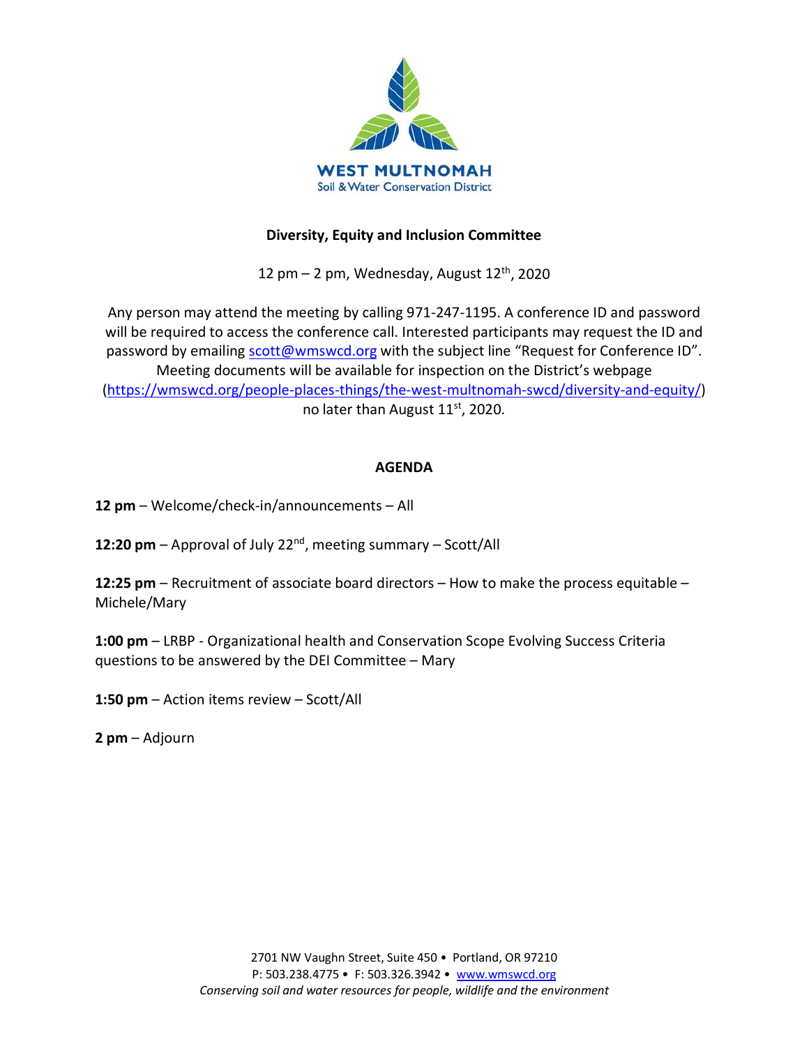**WEST MULTNOMAH**
Soil & Water Conservation District

## Diversity, Equity and Inclusion Committee

12 pm – 2 pm, Wednesday, August 12th, 2020

Any person may attend the meeting by calling 971-247-1195. A conference ID and password will be required to access the conference call. Interested participants may request the ID and password by emailing scott@wmswcd.org with the subject line "Request for Conference ID". Meeting documents will be available for inspection on the District's webpage (https://wmswcd.org/people-places-things/the-west-multnomah-swcd/diversity-and-equity/) no later than August 11st, 2020.

## AGENDA

**12 pm** – Welcome/check-in/announcements – All

**12:20 pm** – Approval of July 22nd, meeting summary – Scott/All

**12:25 pm** – Recruitment of associate board directors – How to make the process equitable – Michele/Mary

**1:00 pm** – LRBP - Organizational health and Conservation Scope Evolving Success Criteria questions to be answered by the DEI Committee – Mary

**1:50 pm** – Action items review – Scott/All

**2 pm** – Adjourn

2701 NW Vaughn Street, Suite 450 • Portland, OR 97210
P: 503.238.4775 • F: 503.326.3942 • www.wmswcd.org
*Conserving soil and water resources for people, wildlife and the environment*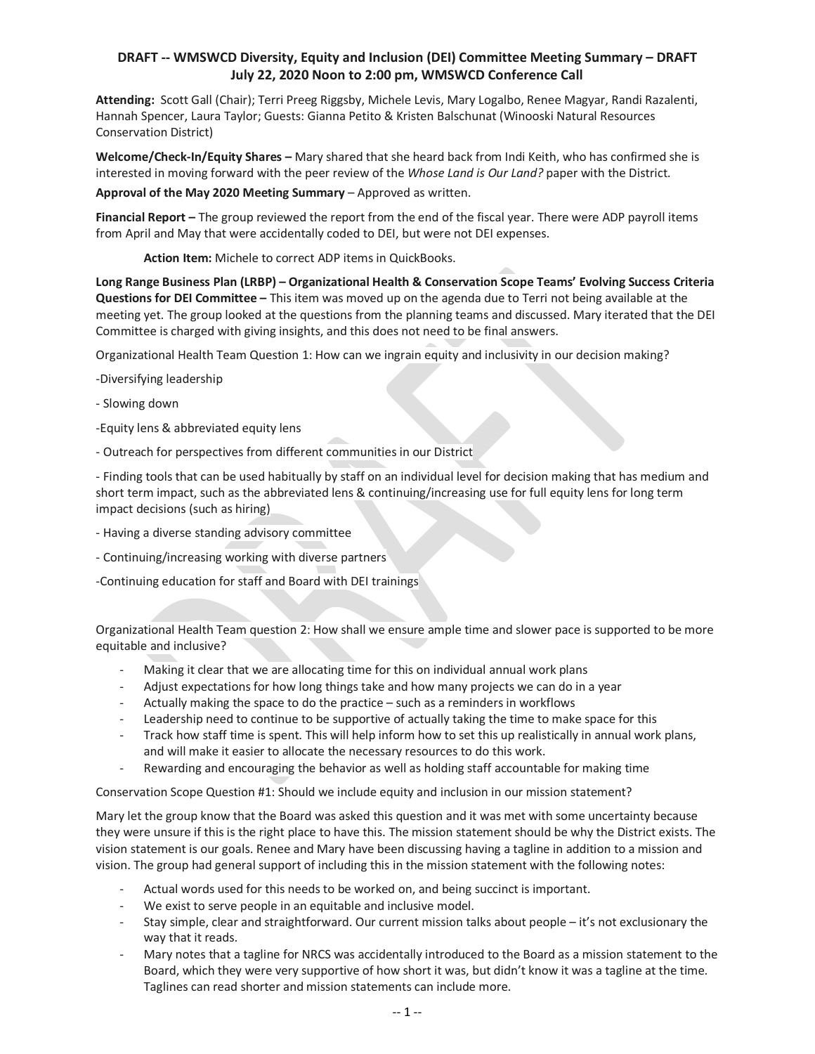**DRAFT -- WMSWCD Diversity, Equity and Inclusion (DEI) Committee Meeting Summary – DRAFT**
**July 22, 2020 Noon to 2:00 pm, WMSWCD Conference Call**

**Attending:** Scott Gall (Chair); Terri Preeg Riggsby, Michele Levis, Mary Logalbo, Renee Magyar, Randi Razalenti, Hannah Spencer, Laura Taylor; Guests: Gianna Petito & Kristen Balschunat (Winooski Natural Resources Conservation District)

**Welcome/Check-In/Equity Shares –** Mary shared that she heard back from Indi Keith, who has confirmed she is interested in moving forward with the peer review of the *Whose Land is Our Land?* paper with the District.

**Approval of the May 2020 Meeting Summary** – Approved as written.

**Financial Report –** The group reviewed the report from the end of the fiscal year. There were ADP payroll items from April and May that were accidentally coded to DEI, but were not DEI expenses.

**Action Item:** Michele to correct ADP items in QuickBooks.

**Long Range Business Plan (LRBP) – Organizational Health & Conservation Scope Teams' Evolving Success Criteria Questions for DEI Committee –** This item was moved up on the agenda due to Terri not being available at the meeting yet. The group looked at the questions from the planning teams and discussed. Mary iterated that the DEI Committee is charged with giving insights, and this does not need to be final answers.

Organizational Health Team Question 1: How can we ingrain equity and inclusivity in our decision making?

-Diversifying leadership

- Slowing down

-Equity lens & abbreviated equity lens

- Outreach for perspectives from different communities in our District

- Finding tools that can be used habitually by staff on an individual level for decision making that has medium and short term impact, such as the abbreviated lens & continuing/increasing use for full equity lens for long term impact decisions (such as hiring)

- Having a diverse standing advisory committee

- Continuing/increasing working with diverse partners

-Continuing education for staff and Board with DEI trainings

Organizational Health Team question 2: How shall we ensure ample time and slower pace is supported to be more equitable and inclusive?

- Making it clear that we are allocating time for this on individual annual work plans
- Adjust expectations for how long things take and how many projects we can do in a year
- Actually making the space to do the practice – such as a reminders in workflows
- Leadership need to continue to be supportive of actually taking the time to make space for this
- Track how staff time is spent. This will help inform how to set this up realistically in annual work plans, and will make it easier to allocate the necessary resources to do this work.
- Rewarding and encouraging the behavior as well as holding staff accountable for making time

Conservation Scope Question #1: Should we include equity and inclusion in our mission statement?

Mary let the group know that the Board was asked this question and it was met with some uncertainty because they were unsure if this is the right place to have this. The mission statement should be why the District exists. The vision statement is our goals. Renee and Mary have been discussing having a tagline in addition to a mission and vision. The group had general support of including this in the mission statement with the following notes:

- Actual words used for this needs to be worked on, and being succinct is important.
- We exist to serve people in an equitable and inclusive model.
- Stay simple, clear and straightforward. Our current mission talks about people – it's not exclusionary the way that it reads.
- Mary notes that a tagline for NRCS was accidentally introduced to the Board as a mission statement to the Board, which they were very supportive of how short it was, but didn't know it was a tagline at the time. Taglines can read shorter and mission statements can include more.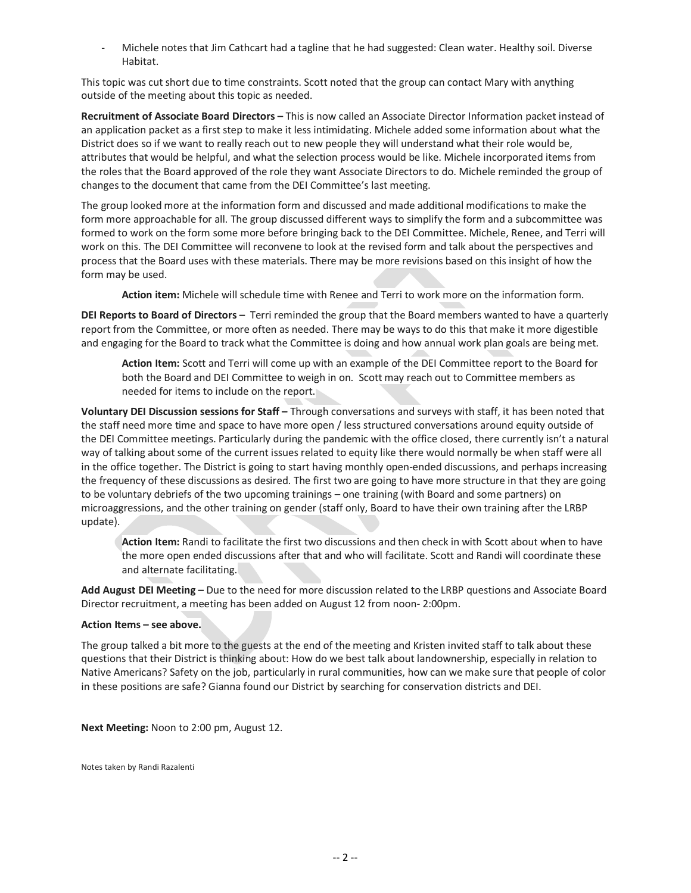- Michele notes that Jim Cathcart had a tagline that he had suggested: Clean water. Healthy soil. Diverse Habitat.

This topic was cut short due to time constraints. Scott noted that the group can contact Mary with anything outside of the meeting about this topic as needed.

**Recruitment of Associate Board Directors –** This is now called an Associate Director Information packet instead of an application packet as a first step to make it less intimidating. Michele added some information about what the District does so if we want to really reach out to new people they will understand what their role would be, attributes that would be helpful, and what the selection process would be like. Michele incorporated items from the roles that the Board approved of the role they want Associate Directors to do. Michele reminded the group of changes to the document that came from the DEI Committee's last meeting.

The group looked more at the information form and discussed and made additional modifications to make the form more approachable for all. The group discussed different ways to simplify the form and a subcommittee was formed to work on the form some more before bringing back to the DEI Committee. Michele, Renee, and Terri will work on this. The DEI Committee will reconvene to look at the revised form and talk about the perspectives and process that the Board uses with these materials. There may be more revisions based on this insight of how the form may be used.

> **Action item:** Michele will schedule time with Renee and Terri to work more on the information form.

**DEI Reports to Board of Directors –** Terri reminded the group that the Board members wanted to have a quarterly report from the Committee, or more often as needed. There may be ways to do this that make it more digestible and engaging for the Board to track what the Committee is doing and how annual work plan goals are being met.

> **Action Item:** Scott and Terri will come up with an example of the DEI Committee report to the Board for both the Board and DEI Committee to weigh in on. Scott may reach out to Committee members as needed for items to include on the report.

**Voluntary DEI Discussion sessions for Staff –** Through conversations and surveys with staff, it has been noted that the staff need more time and space to have more open / less structured conversations around equity outside of the DEI Committee meetings. Particularly during the pandemic with the office closed, there currently isn't a natural way of talking about some of the current issues related to equity like there would normally be when staff were all in the office together. The District is going to start having monthly open-ended discussions, and perhaps increasing the frequency of these discussions as desired. The first two are going to have more structure in that they are going to be voluntary debriefs of the two upcoming trainings – one training (with Board and some partners) on microaggressions, and the other training on gender (staff only, Board to have their own training after the LRBP update).

> **Action Item:** Randi to facilitate the first two discussions and then check in with Scott about when to have the more open ended discussions after that and who will facilitate. Scott and Randi will coordinate these and alternate facilitating.

**Add August DEI Meeting –** Due to the need for more discussion related to the LRBP questions and Associate Board Director recruitment, a meeting has been added on August 12 from noon- 2:00pm.

**Action Items – see above.**

The group talked a bit more to the guests at the end of the meeting and Kristen invited staff to talk about these questions that their District is thinking about: How do we best talk about landownership, especially in relation to Native Americans? Safety on the job, particularly in rural communities, how can we make sure that people of color in these positions are safe? Gianna found our District by searching for conservation districts and DEI.

**Next Meeting:** Noon to 2:00 pm, August 12.

Notes taken by Randi Razalenti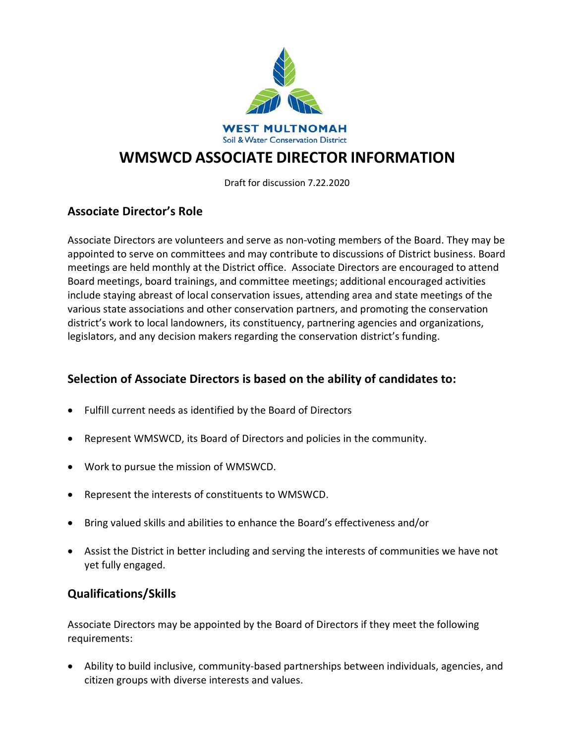WEST MULTNOMAH
Soil & Water Conservation District

# WMSWCD ASSOCIATE DIRECTOR INFORMATION

Draft for discussion 7.22.2020

## Associate Director's Role

Associate Directors are volunteers and serve as non-voting members of the Board. They may be appointed to serve on committees and may contribute to discussions of District business. Board meetings are held monthly at the District office. Associate Directors are encouraged to attend Board meetings, board trainings, and committee meetings; additional encouraged activities include staying abreast of local conservation issues, attending area and state meetings of the various state associations and other conservation partners, and promoting the conservation district's work to local landowners, its constituency, partnering agencies and organizations, legislators, and any decision makers regarding the conservation district's funding.

## Selection of Associate Directors is based on the ability of candidates to:

- Fulfill current needs as identified by the Board of Directors
- Represent WMSWCD, its Board of Directors and policies in the community.
- Work to pursue the mission of WMSWCD.
- Represent the interests of constituents to WMSWCD.
- Bring valued skills and abilities to enhance the Board's effectiveness and/or
- Assist the District in better including and serving the interests of communities we have not yet fully engaged.

## Qualifications/Skills

Associate Directors may be appointed by the Board of Directors if they meet the following requirements:

- Ability to build inclusive, community-based partnerships between individuals, agencies, and citizen groups with diverse interests and values.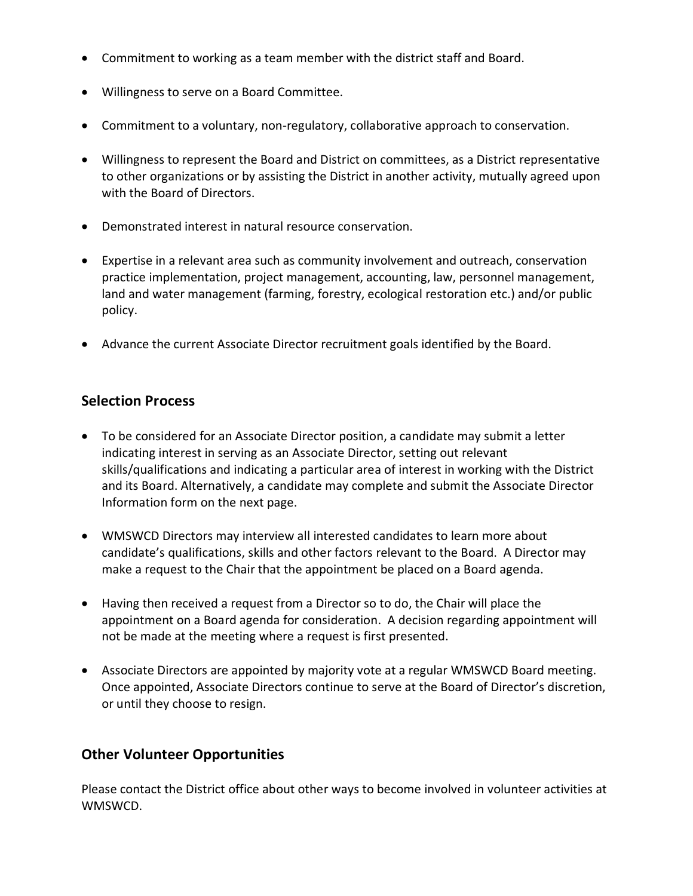- Commitment to working as a team member with the district staff and Board.
- Willingness to serve on a Board Committee.
- Commitment to a voluntary, non-regulatory, collaborative approach to conservation.
- Willingness to represent the Board and District on committees, as a District representative to other organizations or by assisting the District in another activity, mutually agreed upon with the Board of Directors.
- Demonstrated interest in natural resource conservation.
- Expertise in a relevant area such as community involvement and outreach, conservation practice implementation, project management, accounting, law, personnel management, land and water management (farming, forestry, ecological restoration etc.) and/or public policy.
- Advance the current Associate Director recruitment goals identified by the Board.

## Selection Process

- To be considered for an Associate Director position, a candidate may submit a letter indicating interest in serving as an Associate Director, setting out relevant skills/qualifications and indicating a particular area of interest in working with the District and its Board. Alternatively, a candidate may complete and submit the Associate Director Information form on the next page.
- WMSWCD Directors may interview all interested candidates to learn more about candidate's qualifications, skills and other factors relevant to the Board. A Director may make a request to the Chair that the appointment be placed on a Board agenda.
- Having then received a request from a Director so to do, the Chair will place the appointment on a Board agenda for consideration. A decision regarding appointment will not be made at the meeting where a request is first presented.
- Associate Directors are appointed by majority vote at a regular WMSWCD Board meeting. Once appointed, Associate Directors continue to serve at the Board of Director's discretion, or until they choose to resign.

## Other Volunteer Opportunities

Please contact the District office about other ways to become involved in volunteer activities at WMSWCD.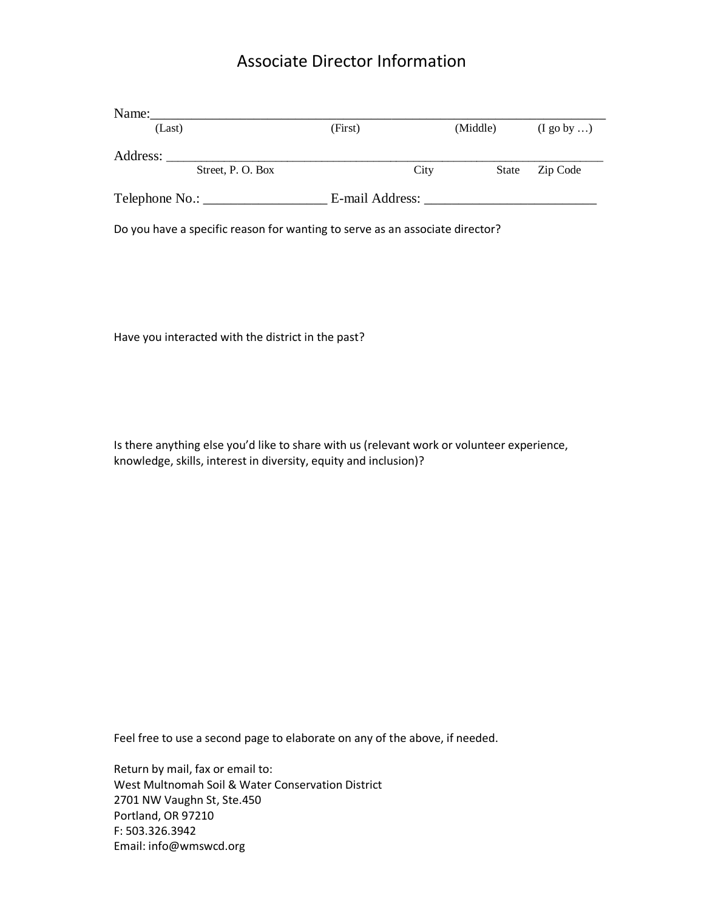# Associate Director Information

Name:_______________________________________________________________

(Last) (First) (Middle) (I go by …)

Address: ____________________________________________________________

Street, P. O. Box City State Zip Code

Telephone No.: __________________ E-mail Address: _________________________

Do you have a specific reason for wanting to serve as an associate director?

Have you interacted with the district in the past?

Is there anything else you'd like to share with us (relevant work or volunteer experience, knowledge, skills, interest in diversity, equity and inclusion)?

Feel free to use a second page to elaborate on any of the above, if needed.

Return by mail, fax or email to:
West Multnomah Soil & Water Conservation District
2701 NW Vaughn St, Ste.450
Portland, OR 97210
F: 503.326.3942
Email: info@wmswcd.org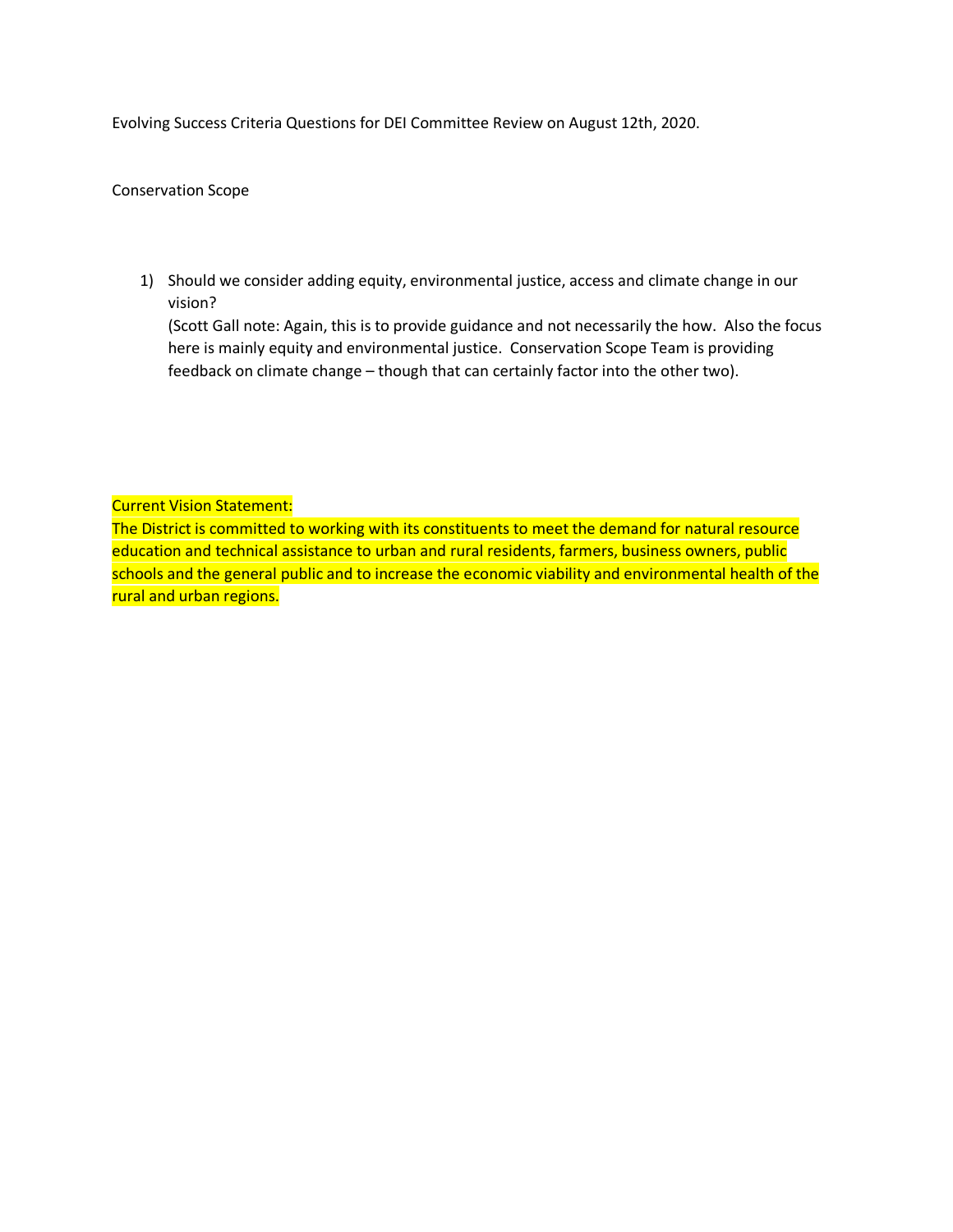Evolving Success Criteria Questions for DEI Committee Review on August 12th, 2020.

Conservation Scope

1) Should we consider adding equity, environmental justice, access and climate change in our vision?
   (Scott Gall note: Again, this is to provide guidance and not necessarily the how. Also the focus here is mainly equity and environmental justice. Conservation Scope Team is providing feedback on climate change – though that can certainly factor into the other two).

Current Vision Statement:
The District is committed to working with its constituents to meet the demand for natural resource education and technical assistance to urban and rural residents, farmers, business owners, public schools and the general public and to increase the economic viability and environmental health of the rural and urban regions.